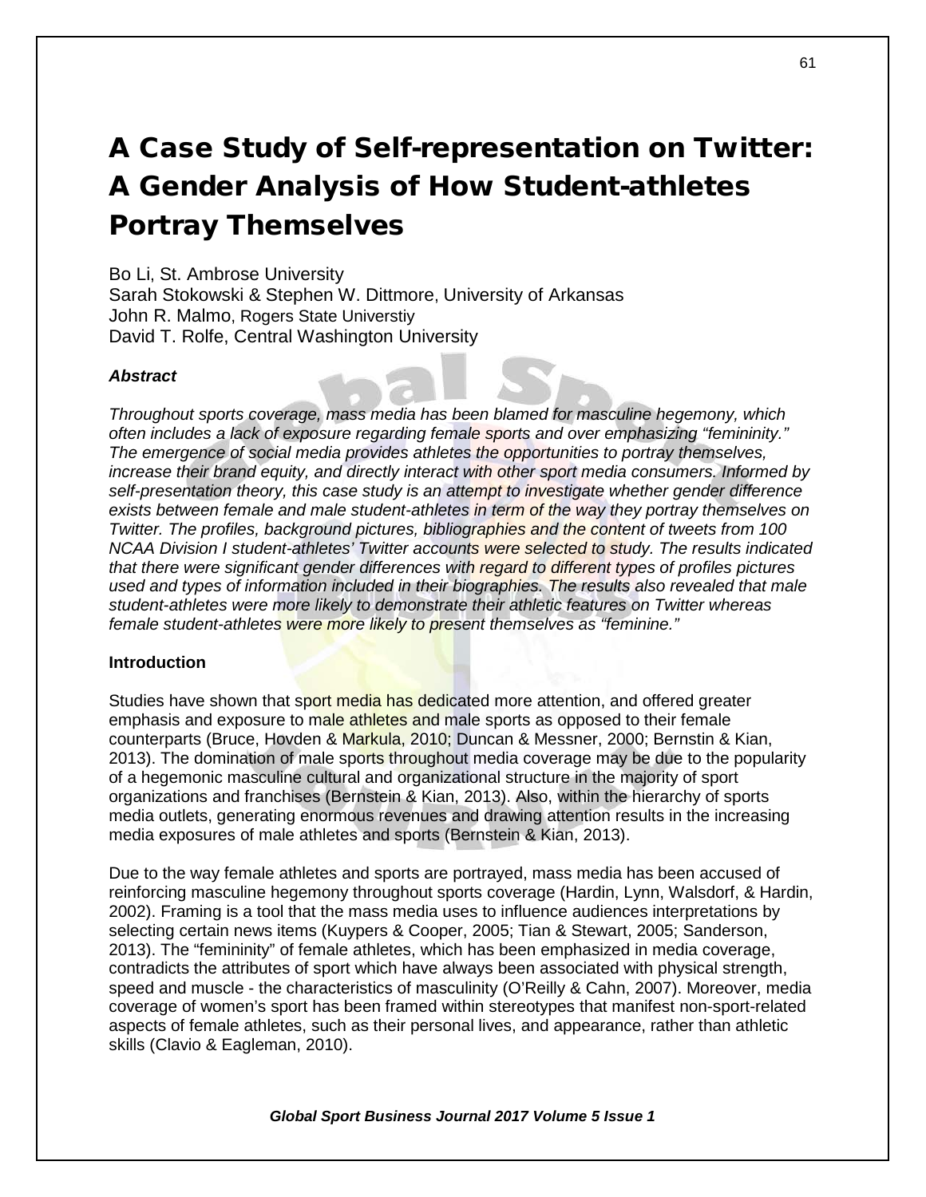# A Case Study of Self-representation on Twitter: A Gender Analysis of How Student-athletes Portray Themselves

Bo Li, St. Ambrose University
Sarah Stokowski & Stephen W. Dittmore, University of Arkansas
John R. Malmo, Rogers State Universtiy
David T. Rolfe, Central Washington University

***Abstract***

*Throughout sports coverage, mass media has been blamed for masculine hegemony, which often includes a lack of exposure regarding female sports and over emphasizing "femininity." The emergence of social media provides athletes the opportunities to portray themselves, increase their brand equity, and directly interact with other sport media consumers. Informed by self-presentation theory, this case study is an attempt to investigate whether gender difference exists between female and male student-athletes in term of the way they portray themselves on Twitter. The profiles, background pictures, bibliographies and the content of tweets from 100 NCAA Division I student-athletes' Twitter accounts were selected to study. The results indicated that there were significant gender differences with regard to different types of profiles pictures used and types of information included in their biographies. The results also revealed that male student-athletes were more likely to demonstrate their athletic features on Twitter whereas female student-athletes were more likely to present themselves as "feminine."*

**Introduction**

Studies have shown that sport media has dedicated more attention, and offered greater emphasis and exposure to male athletes and male sports as opposed to their female counterparts (Bruce, Hovden & Markula, 2010; Duncan & Messner, 2000; Bernstin & Kian, 2013). The domination of male sports throughout media coverage may be due to the popularity of a hegemonic masculine cultural and organizational structure in the majority of sport organizations and franchises (Bernstein & Kian, 2013). Also, within the hierarchy of sports media outlets, generating enormous revenues and drawing attention results in the increasing media exposures of male athletes and sports (Bernstein & Kian, 2013).

Due to the way female athletes and sports are portrayed, mass media has been accused of reinforcing masculine hegemony throughout sports coverage (Hardin, Lynn, Walsdorf, & Hardin, 2002). Framing is a tool that the mass media uses to influence audiences interpretations by selecting certain news items (Kuypers & Cooper, 2005; Tian & Stewart, 2005; Sanderson, 2013). The "femininity" of female athletes, which has been emphasized in media coverage, contradicts the attributes of sport which have always been associated with physical strength, speed and muscle - the characteristics of masculinity (O'Reilly & Cahn, 2007). Moreover, media coverage of women's sport has been framed within stereotypes that manifest non-sport-related aspects of female athletes, such as their personal lives, and appearance, rather than athletic skills (Clavio & Eagleman, 2010).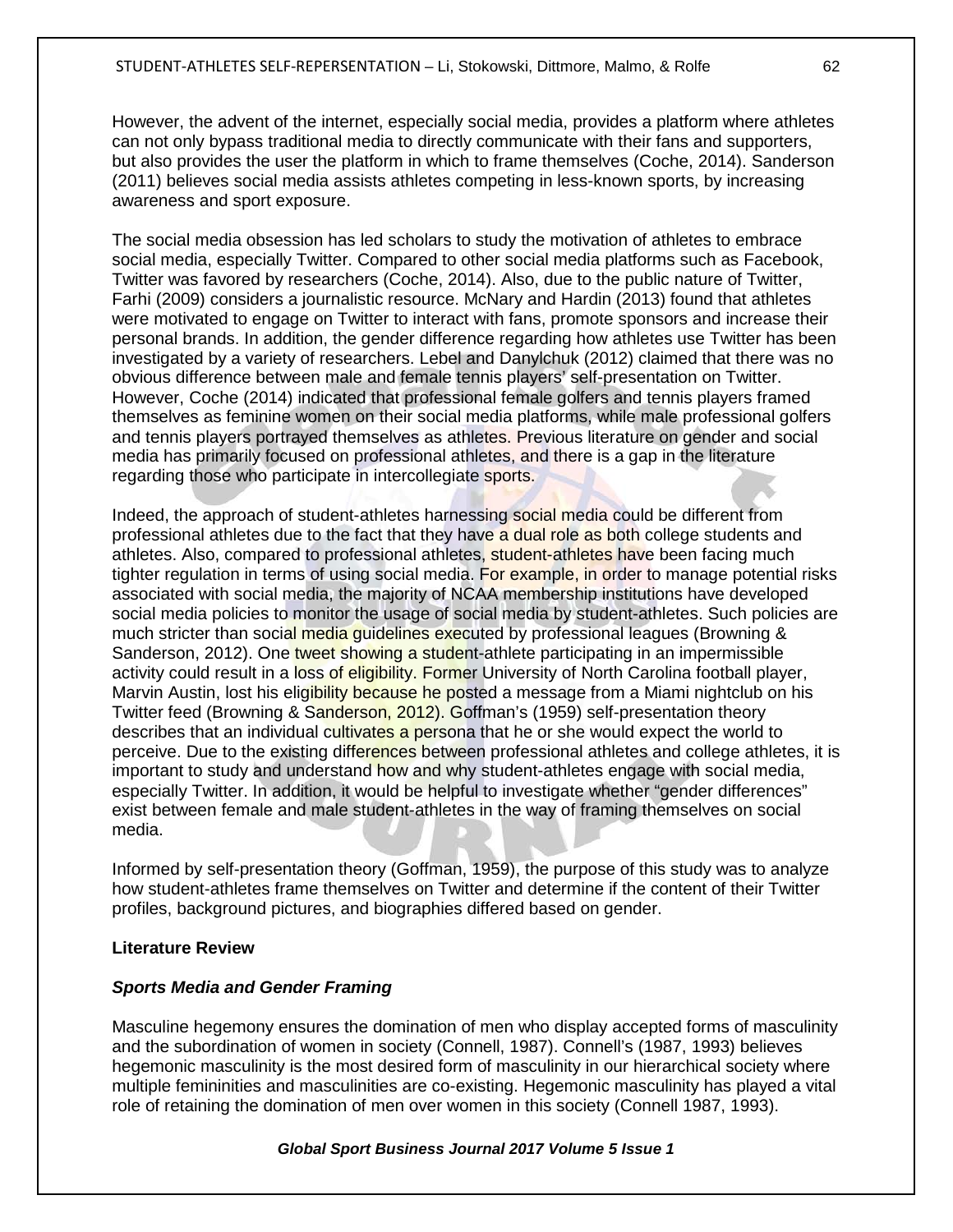However, the advent of the internet, especially social media, provides a platform where athletes can not only bypass traditional media to directly communicate with their fans and supporters, but also provides the user the platform in which to frame themselves (Coche, 2014). Sanderson (2011) believes social media assists athletes competing in less-known sports, by increasing awareness and sport exposure.

The social media obsession has led scholars to study the motivation of athletes to embrace social media, especially Twitter. Compared to other social media platforms such as Facebook, Twitter was favored by researchers (Coche, 2014). Also, due to the public nature of Twitter, Farhi (2009) considers a journalistic resource. McNary and Hardin (2013) found that athletes were motivated to engage on Twitter to interact with fans, promote sponsors and increase their personal brands. In addition, the gender difference regarding how athletes use Twitter has been investigated by a variety of researchers. Lebel and Danylchuk (2012) claimed that there was no obvious difference between male and female tennis players' self-presentation on Twitter. However, Coche (2014) indicated that professional female golfers and tennis players framed themselves as feminine women on their social media platforms, while male professional golfers and tennis players portrayed themselves as athletes. Previous literature on gender and social media has primarily focused on professional athletes, and there is a gap in the literature regarding those who participate in intercollegiate sports.

Indeed, the approach of student-athletes harnessing social media could be different from professional athletes due to the fact that they have a dual role as both college students and athletes. Also, compared to professional athletes, student-athletes have been facing much tighter regulation in terms of using social media. For example, in order to manage potential risks associated with social media, the majority of NCAA membership institutions have developed social media policies to monitor the usage of social media by student-athletes. Such policies are much stricter than social media guidelines executed by professional leagues (Browning & Sanderson, 2012). One tweet showing a student-athlete participating in an impermissible activity could result in a loss of eligibility. Former University of North Carolina football player, Marvin Austin, lost his eligibility because he posted a message from a Miami nightclub on his Twitter feed (Browning & Sanderson, 2012). Goffman's (1959) self-presentation theory describes that an individual cultivates a persona that he or she would expect the world to perceive. Due to the existing differences between professional athletes and college athletes, it is important to study and understand how and why student-athletes engage with social media, especially Twitter. In addition, it would be helpful to investigate whether "gender differences" exist between female and male student-athletes in the way of framing themselves on social media.

Informed by self-presentation theory (Goffman, 1959), the purpose of this study was to analyze how student-athletes frame themselves on Twitter and determine if the content of their Twitter profiles, background pictures, and biographies differed based on gender.

## Literature Review

### *Sports Media and Gender Framing*

Masculine hegemony ensures the domination of men who display accepted forms of masculinity and the subordination of women in society (Connell, 1987). Connell's (1987, 1993) believes hegemonic masculinity is the most desired form of masculinity in our hierarchical society where multiple femininities and masculinities are co-existing. Hegemonic masculinity has played a vital role of retaining the domination of men over women in this society (Connell 1987, 1993).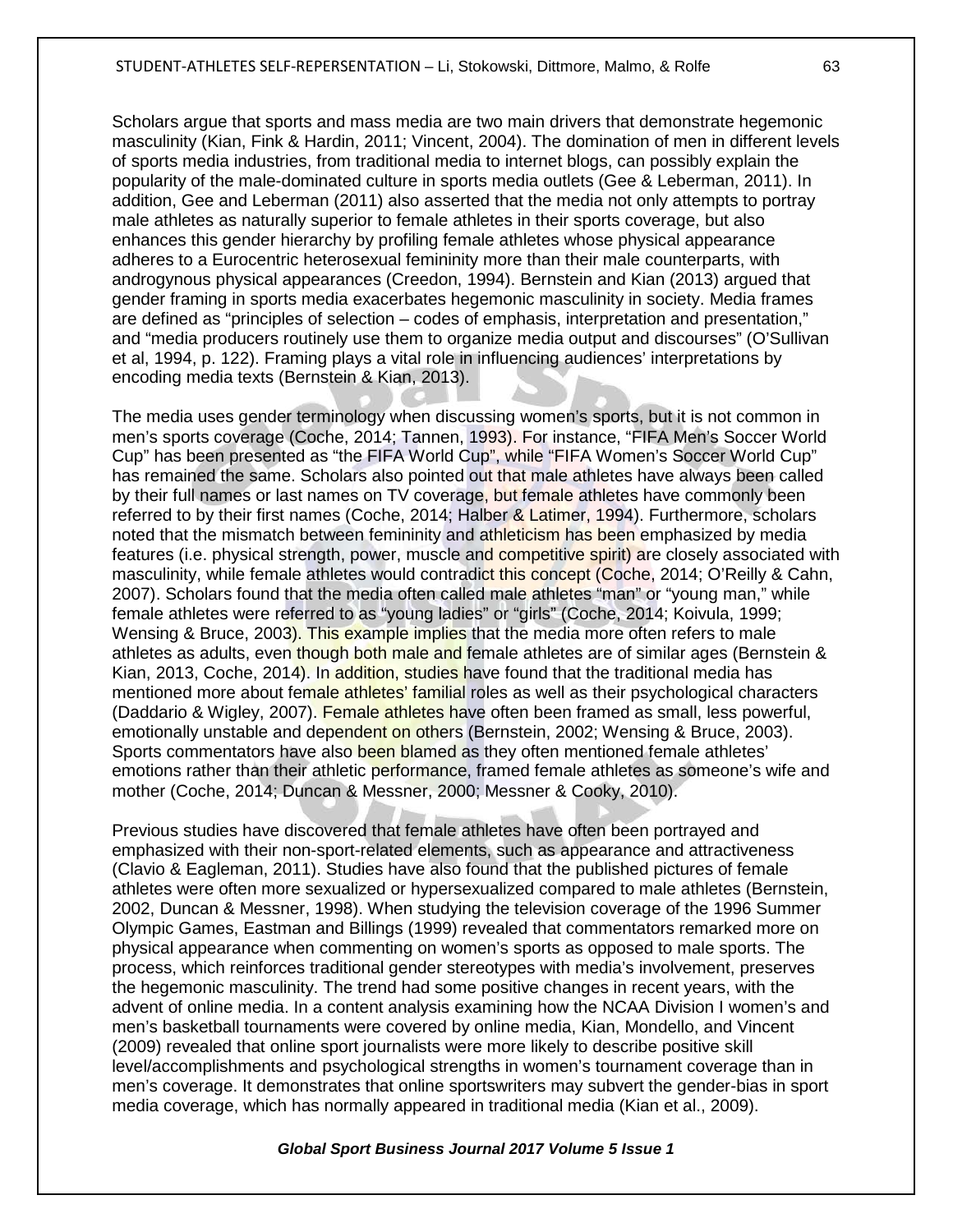Scholars argue that sports and mass media are two main drivers that demonstrate hegemonic masculinity (Kian, Fink & Hardin, 2011; Vincent, 2004). The domination of men in different levels of sports media industries, from traditional media to internet blogs, can possibly explain the popularity of the male-dominated culture in sports media outlets (Gee & Leberman, 2011). In addition, Gee and Leberman (2011) also asserted that the media not only attempts to portray male athletes as naturally superior to female athletes in their sports coverage, but also enhances this gender hierarchy by profiling female athletes whose physical appearance adheres to a Eurocentric heterosexual femininity more than their male counterparts, with androgynous physical appearances (Creedon, 1994). Bernstein and Kian (2013) argued that gender framing in sports media exacerbates hegemonic masculinity in society. Media frames are defined as "principles of selection – codes of emphasis, interpretation and presentation," and "media producers routinely use them to organize media output and discourses" (O'Sullivan et al, 1994, p. 122). Framing plays a vital role in influencing audiences' interpretations by encoding media texts (Bernstein & Kian, 2013).

The media uses gender terminology when discussing women's sports, but it is not common in men's sports coverage (Coche, 2014; Tannen, 1993). For instance, "FIFA Men's Soccer World Cup" has been presented as "the FIFA World Cup", while "FIFA Women's Soccer World Cup" has remained the same. Scholars also pointed out that male athletes have always been called by their full names or last names on TV coverage, but female athletes have commonly been referred to by their first names (Coche, 2014; Halber & Latimer, 1994). Furthermore, scholars noted that the mismatch between femininity and athleticism has been emphasized by media features (i.e. physical strength, power, muscle and competitive spirit) are closely associated with masculinity, while female athletes would contradict this concept (Coche, 2014; O'Reilly & Cahn, 2007). Scholars found that the media often called male athletes "man" or "young man," while female athletes were referred to as "young ladies" or "girls" (Coche, 2014; Koivula, 1999; Wensing & Bruce, 2003). This example implies that the media more often refers to male athletes as adults, even though both male and female athletes are of similar ages (Bernstein & Kian, 2013, Coche, 2014). In addition, studies have found that the traditional media has mentioned more about female athletes' familial roles as well as their psychological characters (Daddario & Wigley, 2007). Female athletes have often been framed as small, less powerful, emotionally unstable and dependent on others (Bernstein, 2002; Wensing & Bruce, 2003). Sports commentators have also been blamed as they often mentioned female athletes' emotions rather than their athletic performance, framed female athletes as someone's wife and mother (Coche, 2014; Duncan & Messner, 2000; Messner & Cooky, 2010).

Previous studies have discovered that female athletes have often been portrayed and emphasized with their non-sport-related elements, such as appearance and attractiveness (Clavio & Eagleman, 2011). Studies have also found that the published pictures of female athletes were often more sexualized or hypersexualized compared to male athletes (Bernstein, 2002, Duncan & Messner, 1998). When studying the television coverage of the 1996 Summer Olympic Games, Eastman and Billings (1999) revealed that commentators remarked more on physical appearance when commenting on women's sports as opposed to male sports. The process, which reinforces traditional gender stereotypes with media's involvement, preserves the hegemonic masculinity. The trend had some positive changes in recent years, with the advent of online media. In a content analysis examining how the NCAA Division I women's and men's basketball tournaments were covered by online media, Kian, Mondello, and Vincent (2009) revealed that online sport journalists were more likely to describe positive skill level/accomplishments and psychological strengths in women's tournament coverage than in men's coverage. It demonstrates that online sportswriters may subvert the gender-bias in sport media coverage, which has normally appeared in traditional media (Kian et al., 2009).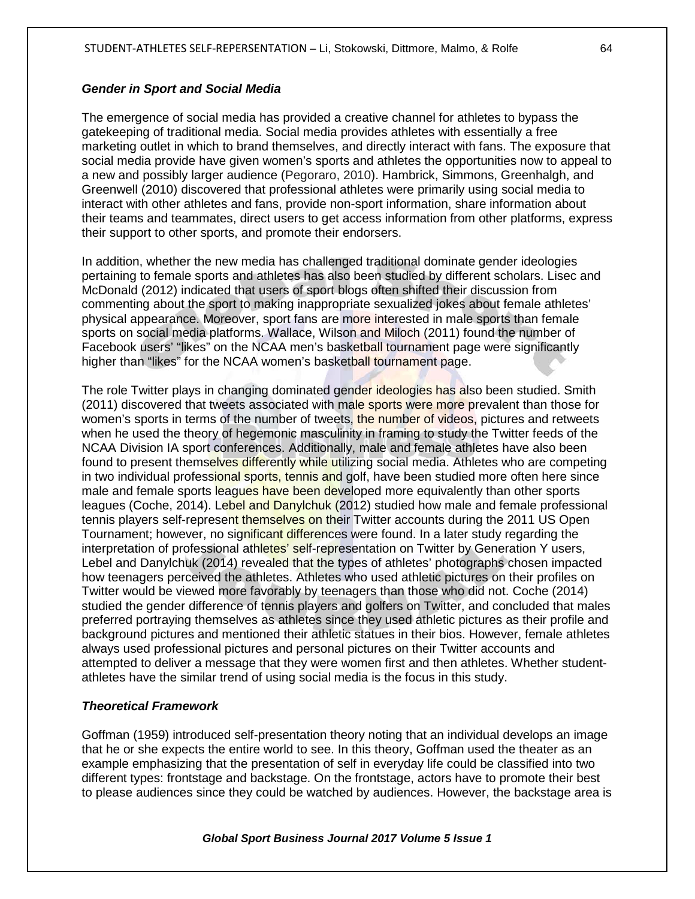### *Gender in Sport and Social Media*

The emergence of social media has provided a creative channel for athletes to bypass the gatekeeping of traditional media. Social media provides athletes with essentially a free marketing outlet in which to brand themselves, and directly interact with fans. The exposure that social media provide have given women's sports and athletes the opportunities now to appeal to a new and possibly larger audience (Pegoraro, 2010). Hambrick, Simmons, Greenhalgh, and Greenwell (2010) discovered that professional athletes were primarily using social media to interact with other athletes and fans, provide non-sport information, share information about their teams and teammates, direct users to get access information from other platforms, express their support to other sports, and promote their endorsers.

In addition, whether the new media has challenged traditional dominate gender ideologies pertaining to female sports and athletes has also been studied by different scholars. Lisec and McDonald (2012) indicated that users of sport blogs often shifted their discussion from commenting about the sport to making inappropriate sexualized jokes about female athletes' physical appearance. Moreover, sport fans are more interested in male sports than female sports on social media platforms. Wallace, Wilson and Miloch (2011) found the number of Facebook users' "likes" on the NCAA men's basketball tournament page were significantly higher than "likes" for the NCAA women's basketball tournament page.

The role Twitter plays in changing dominated gender ideologies has also been studied. Smith (2011) discovered that tweets associated with male sports were more prevalent than those for women's sports in terms of the number of tweets, the number of videos, pictures and retweets when he used the theory of hegemonic masculinity in framing to study the Twitter feeds of the NCAA Division IA sport conferences. Additionally, male and female athletes have also been found to present themselves differently while utilizing social media. Athletes who are competing in two individual professional sports, tennis and golf, have been studied more often here since male and female sports leagues have been developed more equivalently than other sports leagues (Coche, 2014). Lebel and Danylchuk (2012) studied how male and female professional tennis players self-represent themselves on their Twitter accounts during the 2011 US Open Tournament; however, no significant differences were found. In a later study regarding the interpretation of professional athletes' self-representation on Twitter by Generation Y users, Lebel and Danylchuk (2014) revealed that the types of athletes' photographs chosen impacted how teenagers perceived the athletes. Athletes who used athletic pictures on their profiles on Twitter would be viewed more favorably by teenagers than those who did not. Coche (2014) studied the gender difference of tennis players and golfers on Twitter, and concluded that males preferred portraying themselves as athletes since they used athletic pictures as their profile and background pictures and mentioned their athletic statues in their bios. However, female athletes always used professional pictures and personal pictures on their Twitter accounts and attempted to deliver a message that they were women first and then athletes. Whether student-athletes have the similar trend of using social media is the focus in this study.

### *Theoretical Framework*

Goffman (1959) introduced self-presentation theory noting that an individual develops an image that he or she expects the entire world to see. In this theory, Goffman used the theater as an example emphasizing that the presentation of self in everyday life could be classified into two different types: frontstage and backstage. On the frontstage, actors have to promote their best to please audiences since they could be watched by audiences. However, the backstage area is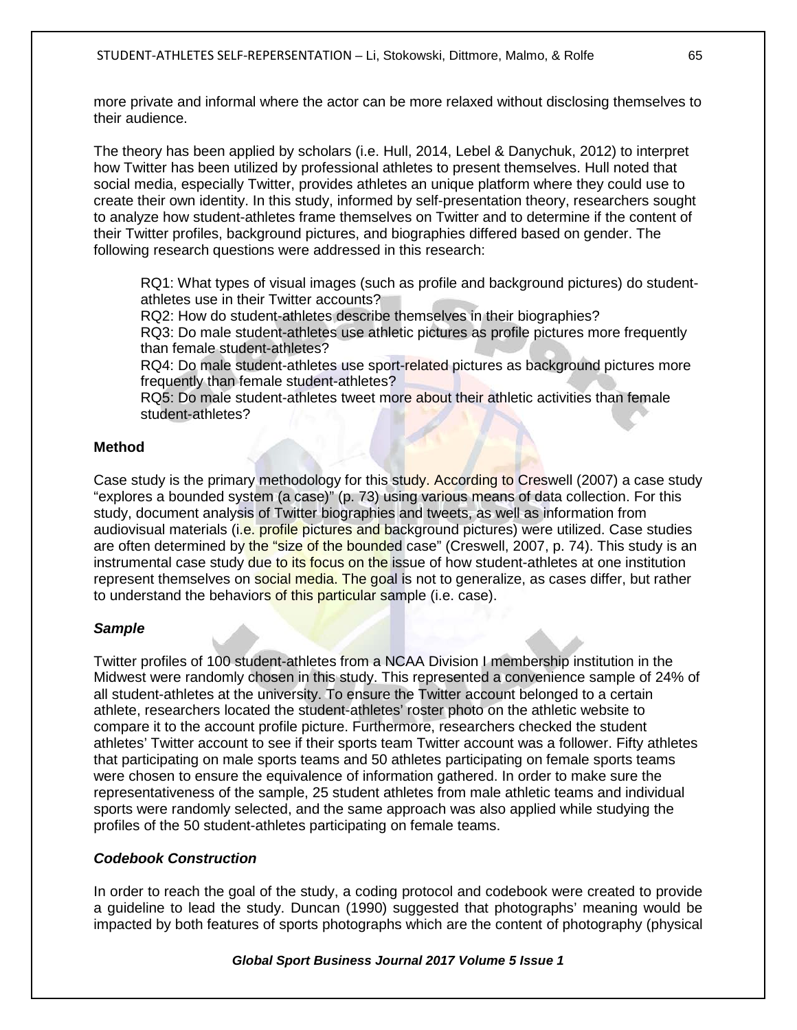more private and informal where the actor can be more relaxed without disclosing themselves to their audience.

The theory has been applied by scholars (i.e. Hull, 2014, Lebel & Danychuk, 2012) to interpret how Twitter has been utilized by professional athletes to present themselves. Hull noted that social media, especially Twitter, provides athletes an unique platform where they could use to create their own identity. In this study, informed by self-presentation theory, researchers sought to analyze how student-athletes frame themselves on Twitter and to determine if the content of their Twitter profiles, background pictures, and biographies differed based on gender. The following research questions were addressed in this research:

> RQ1: What types of visual images (such as profile and background pictures) do student-athletes use in their Twitter accounts?
> RQ2: How do student-athletes describe themselves in their biographies?
> RQ3: Do male student-athletes use athletic pictures as profile pictures more frequently than female student-athletes?
> RQ4: Do male student-athletes use sport-related pictures as background pictures more frequently than female student-athletes?
> RQ5: Do male student-athletes tweet more about their athletic activities than female student-athletes?

## Method

Case study is the primary methodology for this study. According to Creswell (2007) a case study "explores a bounded system (a case)" (p. 73) using various means of data collection. For this study, document analysis of Twitter biographies and tweets, as well as information from audiovisual materials (i.e. profile pictures and background pictures) were utilized. Case studies are often determined by the "size of the bounded case" (Creswell, 2007, p. 74). This study is an instrumental case study due to its focus on the issue of how student-athletes at one institution represent themselves on social media. The goal is not to generalize, as cases differ, but rather to understand the behaviors of this particular sample (i.e. case).

### *Sample*

Twitter profiles of 100 student-athletes from a NCAA Division I membership institution in the Midwest were randomly chosen in this study. This represented a convenience sample of 24% of all student-athletes at the university. To ensure the Twitter account belonged to a certain athlete, researchers located the student-athletes' roster photo on the athletic website to compare it to the account profile picture. Furthermore, researchers checked the student athletes' Twitter account to see if their sports team Twitter account was a follower. Fifty athletes that participating on male sports teams and 50 athletes participating on female sports teams were chosen to ensure the equivalence of information gathered. In order to make sure the representativeness of the sample, 25 student athletes from male athletic teams and individual sports were randomly selected, and the same approach was also applied while studying the profiles of the 50 student-athletes participating on female teams.

### *Codebook Construction*

In order to reach the goal of the study, a coding protocol and codebook were created to provide a guideline to lead the study. Duncan (1990) suggested that photographs' meaning would be impacted by both features of sports photographs which are the content of photography (physical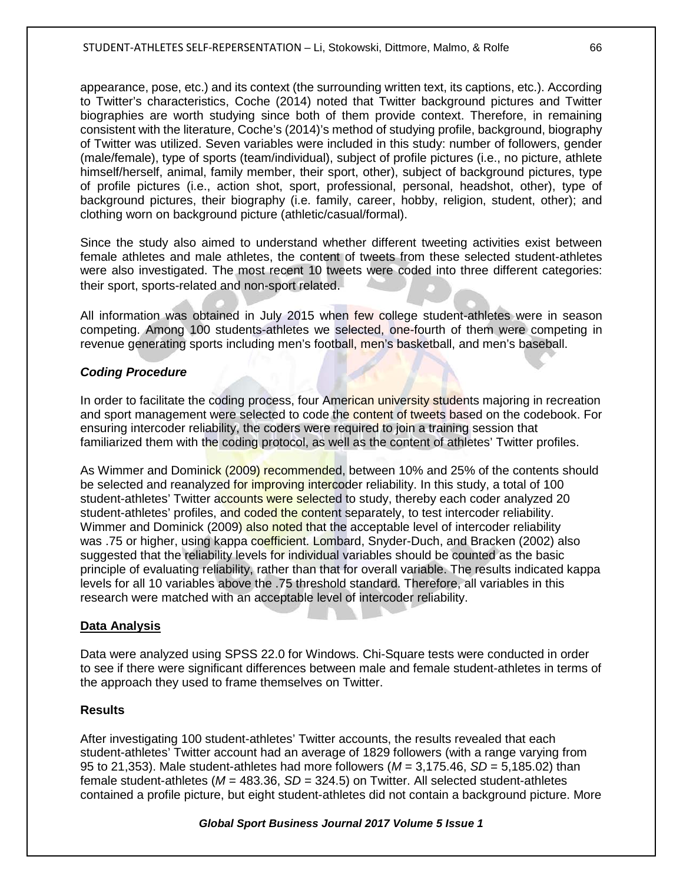appearance, pose, etc.) and its context (the surrounding written text, its captions, etc.). According to Twitter's characteristics, Coche (2014) noted that Twitter background pictures and Twitter biographies are worth studying since both of them provide context. Therefore, in remaining consistent with the literature, Coche's (2014)'s method of studying profile, background, biography of Twitter was utilized. Seven variables were included in this study: number of followers, gender (male/female), type of sports (team/individual), subject of profile pictures (i.e., no picture, athlete himself/herself, animal, family member, their sport, other), subject of background pictures, type of profile pictures (i.e., action shot, sport, professional, personal, headshot, other), type of background pictures, their biography (i.e. family, career, hobby, religion, student, other); and clothing worn on background picture (athletic/casual/formal).

Since the study also aimed to understand whether different tweeting activities exist between female athletes and male athletes, the content of tweets from these selected student-athletes were also investigated. The most recent 10 tweets were coded into three different categories: their sport, sports-related and non-sport related.

All information was obtained in July 2015 when few college student-athletes were in season competing. Among 100 students-athletes we selected, one-fourth of them were competing in revenue generating sports including men's football, men's basketball, and men's baseball.

### *Coding Procedure*

In order to facilitate the coding process, four American university students majoring in recreation and sport management were selected to code the content of tweets based on the codebook. For ensuring intercoder reliability, the coders were required to join a training session that familiarized them with the coding protocol, as well as the content of athletes' Twitter profiles.

As Wimmer and Dominick (2009) recommended, between 10% and 25% of the contents should be selected and reanalyzed for improving intercoder reliability. In this study, a total of 100 student-athletes' Twitter accounts were selected to study, thereby each coder analyzed 20 student-athletes' profiles, and coded the content separately, to test intercoder reliability. Wimmer and Dominick (2009) also noted that the acceptable level of intercoder reliability was .75 or higher, using kappa coefficient. Lombard, Snyder-Duch, and Bracken (2002) also suggested that the reliability levels for individual variables should be counted as the basic principle of evaluating reliability, rather than that for overall variable. The results indicated kappa levels for all 10 variables above the .75 threshold standard. Therefore, all variables in this research were matched with an acceptable level of intercoder reliability.

## Data Analysis

Data were analyzed using SPSS 22.0 for Windows. Chi-Square tests were conducted in order to see if there were significant differences between male and female student-athletes in terms of the approach they used to frame themselves on Twitter.

## Results

After investigating 100 student-athletes' Twitter accounts, the results revealed that each student-athletes' Twitter account had an average of 1829 followers (with a range varying from 95 to 21,353). Male student-athletes had more followers ($M$ = 3,175.46, $SD$ = 5,185.02) than female student-athletes ($M$ = 483.36, $SD$ = 324.5) on Twitter. All selected student-athletes contained a profile picture, but eight student-athletes did not contain a background picture. More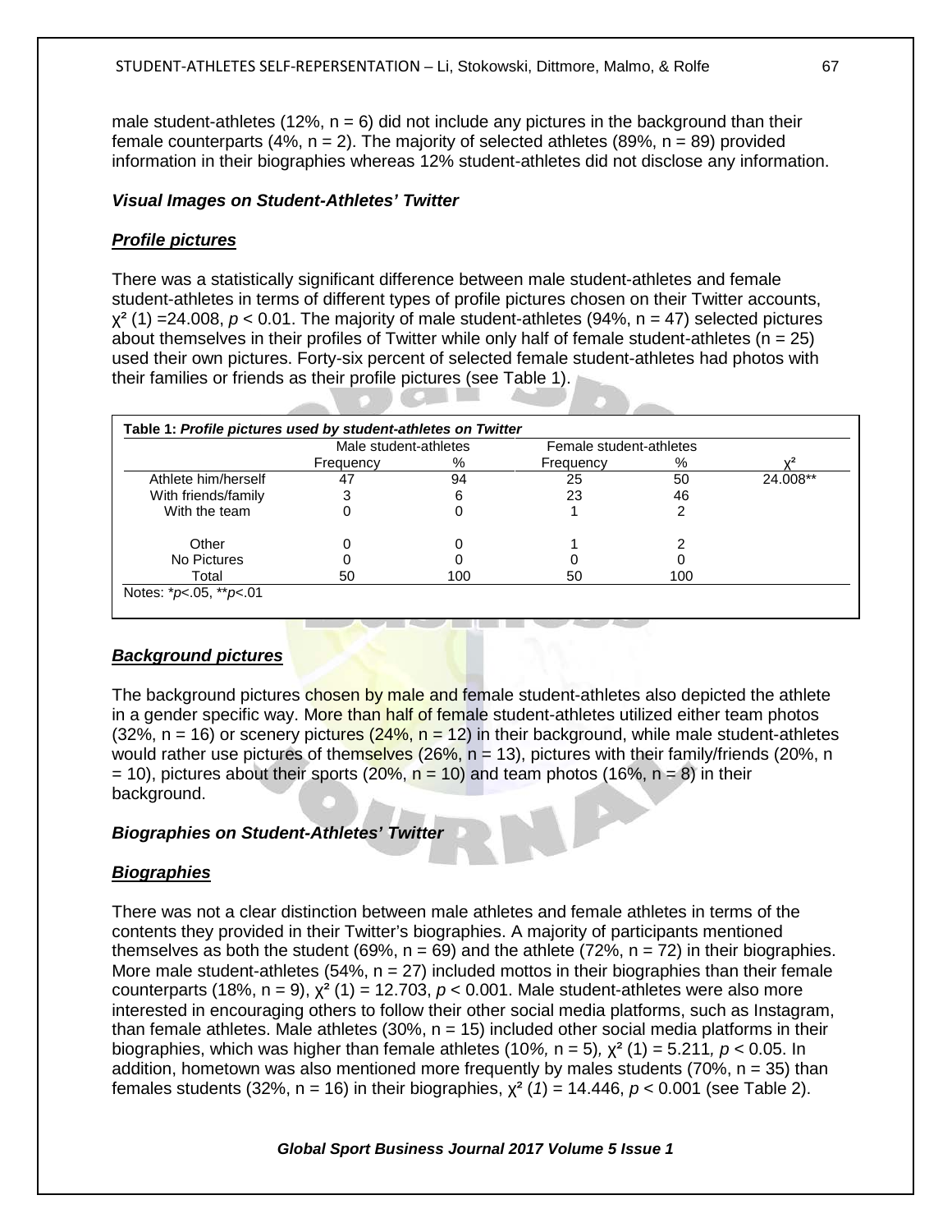male student-athletes (12%, n = 6) did not include any pictures in the background than their female counterparts (4%, n = 2). The majority of selected athletes (89%, n = 89) provided information in their biographies whereas 12% student-athletes did not disclose any information.

### *Visual Images on Student-Athletes' Twitter*

#### ***Profile pictures***

There was a statistically significant difference between male student-athletes and female student-athletes in terms of different types of profile pictures chosen on their Twitter accounts, $\chi^2$ (1) =24.008, $p < 0.01$. The majority of male student-athletes (94%, n = 47) selected pictures about themselves in their profiles of Twitter while only half of female student-athletes (n = 25) used their own pictures. Forty-six percent of selected female student-athletes had photos with their families or friends as their profile pictures (see Table 1).

**Table 1:** ***Profile pictures used by student-athletes on Twitter***

| | Male student-athletes | | Female student-athletes | | |
|---|---|---|---|---|---|
| | Frequency | % | Frequency | % | $\chi^2$ |
| Athlete him/herself | 47 | 94 | 25 | 50 | 24.008** |
| With friends/family | 3 | 6 | 23 | 46 | |
| With the team | 0 | 0 | 1 | 2 | |
| Other | 0 | 0 | 1 | 2 | |
| No Pictures | 0 | 0 | 0 | 0 | |
| Total | 50 | 100 | 50 | 100 | |

Notes: *$p$<.05, **$p$<.01

#### ***Background pictures***

The background pictures chosen by male and female student-athletes also depicted the athlete in a gender specific way. More than half of female student-athletes utilized either team photos (32%, n = 16) or scenery pictures (24%, n = 12) in their background, while male student-athletes would rather use pictures of themselves (26%, n = 13), pictures with their family/friends (20%, n = 10), pictures about their sports (20%, n = 10) and team photos (16%, n = 8) in their background.

### *Biographies on Student-Athletes' Twitter*

#### ***Biographies***

There was not a clear distinction between male athletes and female athletes in terms of the contents they provided in their Twitter's biographies. A majority of participants mentioned themselves as both the student (69%, n = 69) and the athlete (72%, n = 72) in their biographies. More male student-athletes (54%, n = 27) included mottos in their biographies than their female counterparts (18%, n = 9), $\chi^2$ (1) = 12.703, $p < 0.001$. Male student-athletes were also more interested in encouraging others to follow their other social media platforms, such as Instagram, than female athletes. Male athletes (30%, n = 15) included other social media platforms in their biographies, which was higher than female athletes (10%, n = 5), $\chi^2$ (1) = 5.211, $p < 0.05$. In addition, hometown was also mentioned more frequently by males students (70%, n = 35) than females students (32%, n = 16) in their biographies, $\chi^2$ (1) = 14.446, $p < 0.001$ (see Table 2).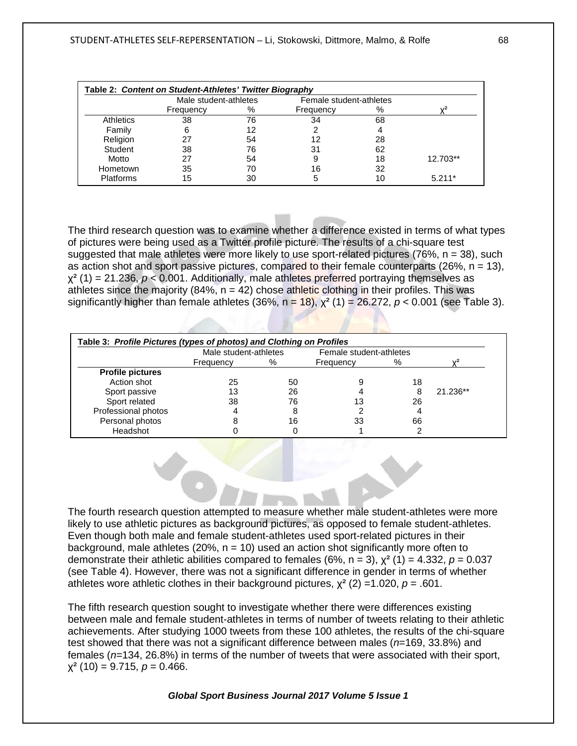**Table 2:** ***Content on Student-Athletes' Twitter Biography***

| | Male student-athletes | | Female student-athletes | | |
|---|---|---|---|---|---|
| | Frequency | % | Frequency | % | $\chi^2$ |
| Athletics | 38 | 76 | 34 | 68 | |
| Family | 6 | 12 | 2 | 4 | |
| Religion | 27 | 54 | 12 | 28 | |
| Student | 38 | 76 | 31 | 62 | |
| Motto | 27 | 54 | 9 | 18 | 12.703** |
| Hometown | 35 | 70 | 16 | 32 | |
| Platforms | 15 | 30 | 5 | 10 | 5.211* |

The third research question was to examine whether a difference existed in terms of what types of pictures were being used as a Twitter profile picture. The results of a chi-square test suggested that male athletes were more likely to use sport-related pictures (76%, n = 38), such as action shot and sport passive pictures, compared to their female counterparts (26%, n = 13), $\chi^2$ (1) = 21.236, $p < 0.001$. Additionally, male athletes preferred portraying themselves as athletes since the majority (84%, n = 42) chose athletic clothing in their profiles. This was significantly higher than female athletes (36%, n = 18), $\chi^2$ (1) = 26.272, $p < 0.001$ (see Table 3).

**Table 3:** ***Profile Pictures (types of photos) and Clothing on Profiles***

| | Male student-athletes | | Female student-athletes | | |
|---|---|---|---|---|---|
| | Frequency | % | Frequency | % | $\chi^2$ |
| **Profile pictures** | | | | | |
| Action shot | 25 | 50 | 9 | 18 | |
| Sport passive | 13 | 26 | 4 | 8 | 21.236** |
| Sport related | 38 | 76 | 13 | 26 | |
| Professional photos | 4 | 8 | 2 | 4 | |
| Personal photos | 8 | 16 | 33 | 66 | |
| Headshot | 0 | 0 | 1 | 2 | |

The fourth research question attempted to measure whether male student-athletes were more likely to use athletic pictures as background pictures, as opposed to female student-athletes. Even though both male and female student-athletes used sport-related pictures in their background, male athletes (20%, n = 10) used an action shot significantly more often to demonstrate their athletic abilities compared to females (6%, n = 3), $\chi^2$ (1) = 4.332, $p = 0.037$ (see Table 4). However, there was not a significant difference in gender in terms of whether athletes wore athletic clothes in their background pictures, $\chi^2$ (2) =1.020, $p = .601$.

The fifth research question sought to investigate whether there were differences existing between male and female student-athletes in terms of number of tweets relating to their athletic achievements. After studying 1000 tweets from these 100 athletes, the results of the chi-square test showed that there was not a significant difference between males (*n*=169, 33.8%) and females (*n*=134, 26.8%) in terms of the number of tweets that were associated with their sport, $\chi^2$ (10) = 9.715, $p = 0.466$.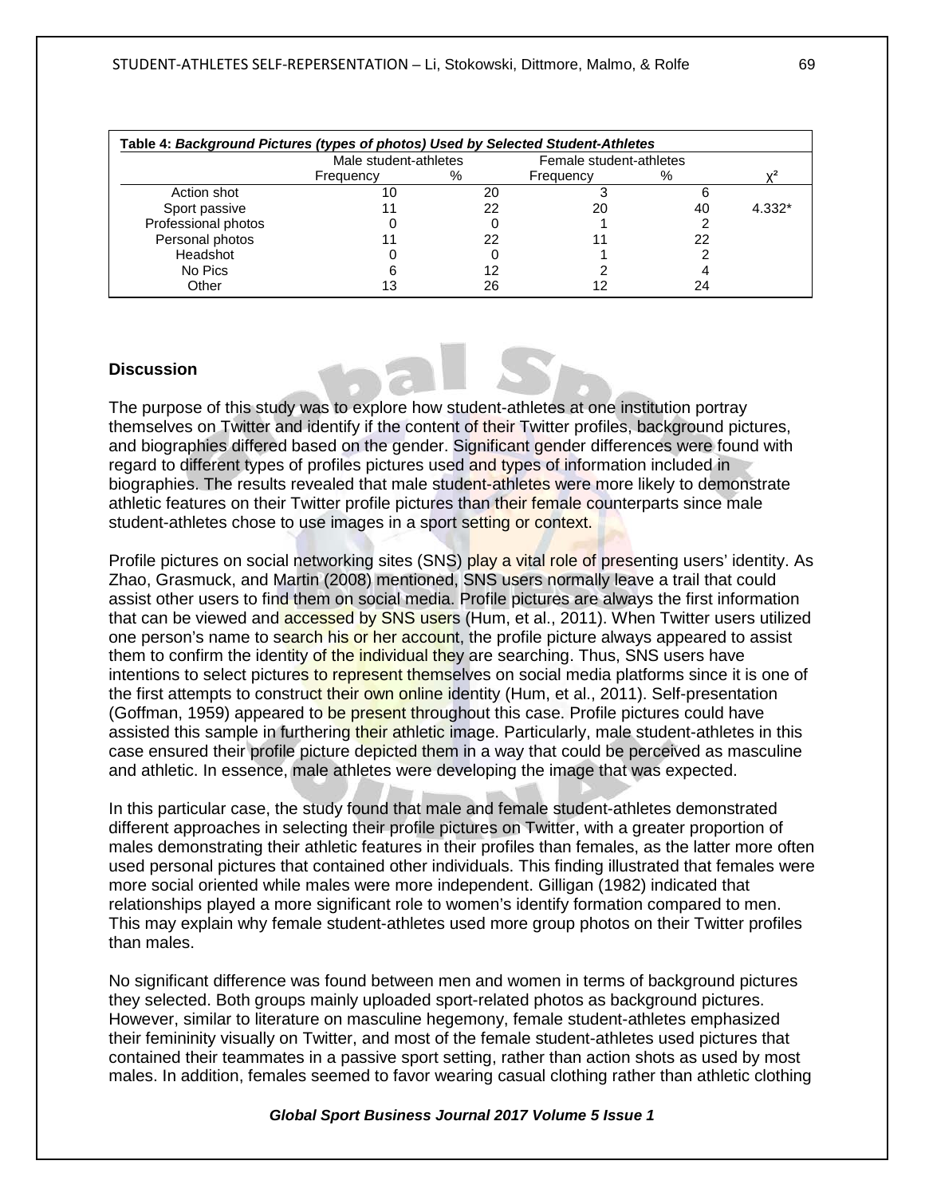**Table 4:** ***Background Pictures (types of photos) Used by Selected Student-Athletes***

| | Male student-athletes | | Female student-athletes | | |
|---|---|---|---|---|---|
| | Frequency | % | Frequency | % | $\chi^2$ |
| Action shot | 10 | 20 | 3 | 6 | |
| Sport passive | 11 | 22 | 20 | 40 | 4.332* |
| Professional photos | 0 | 0 | 1 | 2 | |
| Personal photos | 11 | 22 | 11 | 22 | |
| Headshot | 0 | 0 | 1 | 2 | |
| No Pics | 6 | 12 | 2 | 4 | |
| Other | 13 | 26 | 12 | 24 | |

## Discussion

The purpose of this study was to explore how student-athletes at one institution portray themselves on Twitter and identify if the content of their Twitter profiles, background pictures, and biographies differed based on the gender. Significant gender differences were found with regard to different types of profiles pictures used and types of information included in biographies. The results revealed that male student-athletes were more likely to demonstrate athletic features on their Twitter profile pictures than their female counterparts since male student-athletes chose to use images in a sport setting or context.

Profile pictures on social networking sites (SNS) play a vital role of presenting users' identity. As Zhao, Grasmuck, and Martin (2008) mentioned, SNS users normally leave a trail that could assist other users to find them on social media. Profile pictures are always the first information that can be viewed and accessed by SNS users (Hum, et al., 2011). When Twitter users utilized one person's name to search his or her account, the profile picture always appeared to assist them to confirm the identity of the individual they are searching. Thus, SNS users have intentions to select pictures to represent themselves on social media platforms since it is one of the first attempts to construct their own online identity (Hum, et al., 2011). Self-presentation (Goffman, 1959) appeared to be present throughout this case. Profile pictures could have assisted this sample in furthering their athletic image. Particularly, male student-athletes in this case ensured their profile picture depicted them in a way that could be perceived as masculine and athletic. In essence, male athletes were developing the image that was expected.

In this particular case, the study found that male and female student-athletes demonstrated different approaches in selecting their profile pictures on Twitter, with a greater proportion of males demonstrating their athletic features in their profiles than females, as the latter more often used personal pictures that contained other individuals. This finding illustrated that females were more social oriented while males were more independent. Gilligan (1982) indicated that relationships played a more significant role to women's identify formation compared to men. This may explain why female student-athletes used more group photos on their Twitter profiles than males.

No significant difference was found between men and women in terms of background pictures they selected. Both groups mainly uploaded sport-related photos as background pictures. However, similar to literature on masculine hegemony, female student-athletes emphasized their femininity visually on Twitter, and most of the female student-athletes used pictures that contained their teammates in a passive sport setting, rather than action shots as used by most males. In addition, females seemed to favor wearing casual clothing rather than athletic clothing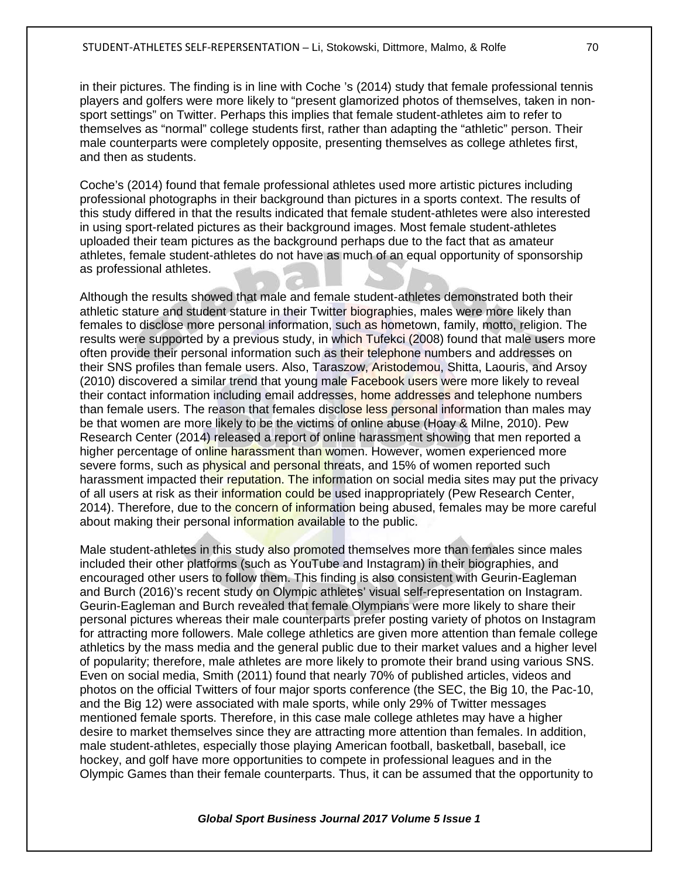in their pictures. The finding is in line with Coche 's (2014) study that female professional tennis players and golfers were more likely to "present glamorized photos of themselves, taken in non-sport settings" on Twitter. Perhaps this implies that female student-athletes aim to refer to themselves as "normal" college students first, rather than adapting the "athletic" person. Their male counterparts were completely opposite, presenting themselves as college athletes first, and then as students.

Coche's (2014) found that female professional athletes used more artistic pictures including professional photographs in their background than pictures in a sports context. The results of this study differed in that the results indicated that female student-athletes were also interested in using sport-related pictures as their background images. Most female student-athletes uploaded their team pictures as the background perhaps due to the fact that as amateur athletes, female student-athletes do not have as much of an equal opportunity of sponsorship as professional athletes.

Although the results showed that male and female student-athletes demonstrated both their athletic stature and student stature in their Twitter biographies, males were more likely than females to disclose more personal information, such as hometown, family, motto, religion. The results were supported by a previous study, in which Tufekci (2008) found that male users more often provide their personal information such as their telephone numbers and addresses on their SNS profiles than female users. Also, Taraszow, Aristodemou, Shitta, Laouris, and Arsoy (2010) discovered a similar trend that young male Facebook users were more likely to reveal their contact information including email addresses, home addresses and telephone numbers than female users. The reason that females disclose less personal information than males may be that women are more likely to be the victims of online abuse (Hoay & Milne, 2010). Pew Research Center (2014) released a report of online harassment showing that men reported a higher percentage of online harassment than women. However, women experienced more severe forms, such as physical and personal threats, and 15% of women reported such harassment impacted their reputation. The information on social media sites may put the privacy of all users at risk as their information could be used inappropriately (Pew Research Center, 2014). Therefore, due to the concern of information being abused, females may be more careful about making their personal information available to the public.

Male student-athletes in this study also promoted themselves more than females since males included their other platforms (such as YouTube and Instagram) in their biographies, and encouraged other users to follow them. This finding is also consistent with Geurin-Eagleman and Burch (2016)'s recent study on Olympic athletes' visual self-representation on Instagram. Geurin-Eagleman and Burch revealed that female Olympians were more likely to share their personal pictures whereas their male counterparts prefer posting variety of photos on Instagram for attracting more followers. Male college athletics are given more attention than female college athletics by the mass media and the general public due to their market values and a higher level of popularity; therefore, male athletes are more likely to promote their brand using various SNS. Even on social media, Smith (2011) found that nearly 70% of published articles, videos and photos on the official Twitters of four major sports conference (the SEC, the Big 10, the Pac-10, and the Big 12) were associated with male sports, while only 29% of Twitter messages mentioned female sports. Therefore, in this case male college athletes may have a higher desire to market themselves since they are attracting more attention than females. In addition, male student-athletes, especially those playing American football, basketball, baseball, ice hockey, and golf have more opportunities to compete in professional leagues and in the Olympic Games than their female counterparts. Thus, it can be assumed that the opportunity to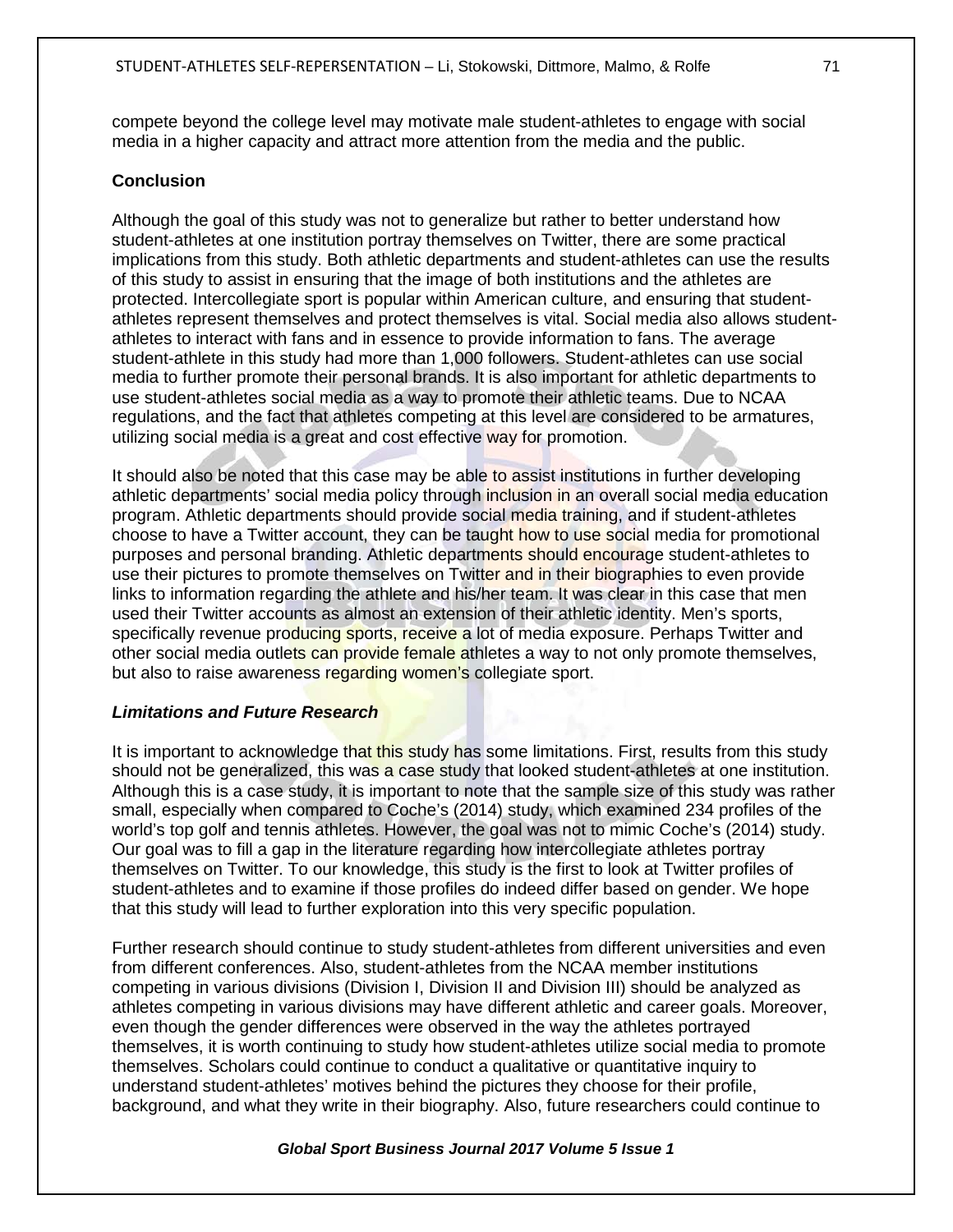compete beyond the college level may motivate male student-athletes to engage with social media in a higher capacity and attract more attention from the media and the public.

### Conclusion

Although the goal of this study was not to generalize but rather to better understand how student-athletes at one institution portray themselves on Twitter, there are some practical implications from this study. Both athletic departments and student-athletes can use the results of this study to assist in ensuring that the image of both institutions and the athletes are protected. Intercollegiate sport is popular within American culture, and ensuring that student-athletes represent themselves and protect themselves is vital. Social media also allows student-athletes to interact with fans and in essence to provide information to fans. The average student-athlete in this study had more than 1,000 followers. Student-athletes can use social media to further promote their personal brands. It is also important for athletic departments to use student-athletes social media as a way to promote their athletic teams. Due to NCAA regulations, and the fact that athletes competing at this level are considered to be armatures, utilizing social media is a great and cost effective way for promotion.

It should also be noted that this case may be able to assist institutions in further developing athletic departments' social media policy through inclusion in an overall social media education program. Athletic departments should provide social media training, and if student-athletes choose to have a Twitter account, they can be taught how to use social media for promotional purposes and personal branding. Athletic departments should encourage student-athletes to use their pictures to promote themselves on Twitter and in their biographies to even provide links to information regarding the athlete and his/her team. It was clear in this case that men used their Twitter accounts as almost an extension of their athletic identity. Men's sports, specifically revenue producing sports, receive a lot of media exposure. Perhaps Twitter and other social media outlets can provide female athletes a way to not only promote themselves, but also to raise awareness regarding women's collegiate sport.

#### *Limitations and Future Research*

It is important to acknowledge that this study has some limitations. First, results from this study should not be generalized, this was a case study that looked student-athletes at one institution. Although this is a case study, it is important to note that the sample size of this study was rather small, especially when compared to Coche's (2014) study, which examined 234 profiles of the world's top golf and tennis athletes. However, the goal was not to mimic Coche's (2014) study. Our goal was to fill a gap in the literature regarding how intercollegiate athletes portray themselves on Twitter. To our knowledge, this study is the first to look at Twitter profiles of student-athletes and to examine if those profiles do indeed differ based on gender. We hope that this study will lead to further exploration into this very specific population.

Further research should continue to study student-athletes from different universities and even from different conferences. Also, student-athletes from the NCAA member institutions competing in various divisions (Division I, Division II and Division III) should be analyzed as athletes competing in various divisions may have different athletic and career goals. Moreover, even though the gender differences were observed in the way the athletes portrayed themselves, it is worth continuing to study how student-athletes utilize social media to promote themselves. Scholars could continue to conduct a qualitative or quantitative inquiry to understand student-athletes' motives behind the pictures they choose for their profile, background, and what they write in their biography. Also, future researchers could continue to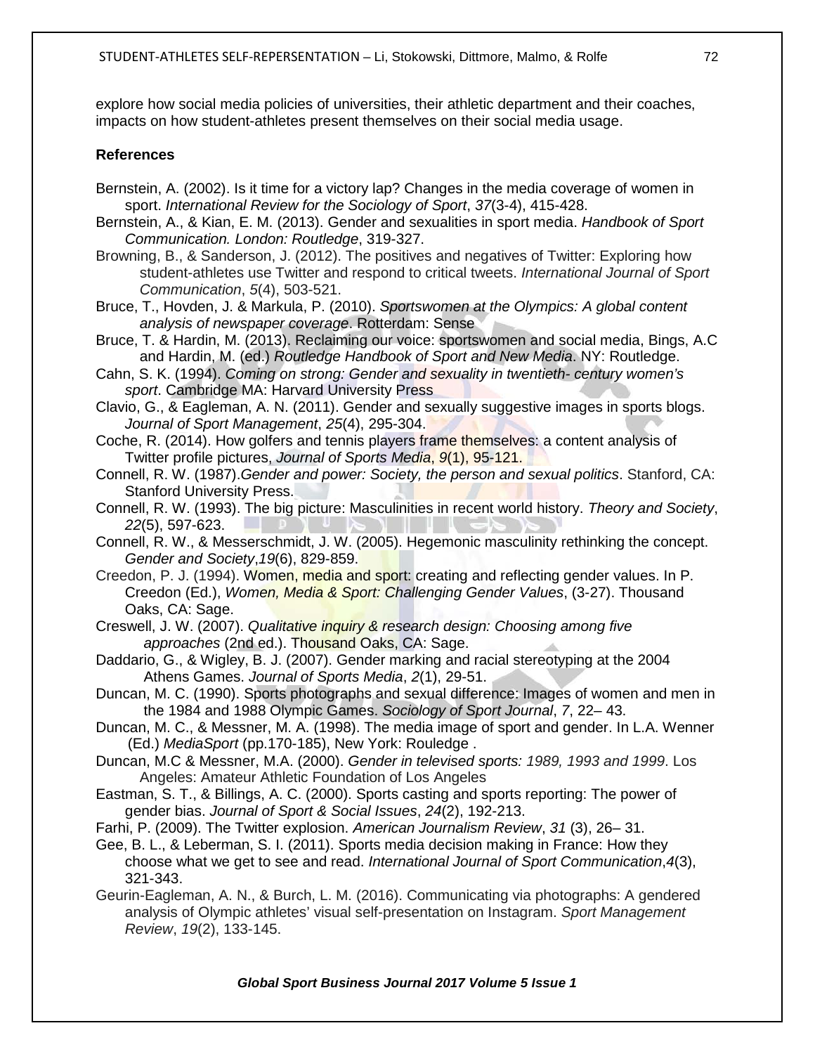explore how social media policies of universities, their athletic department and their coaches, impacts on how student-athletes present themselves on their social media usage.

**References**

Bernstein, A. (2002). Is it time for a victory lap? Changes in the media coverage of women in sport. *International Review for the Sociology of Sport*, *37*(3-4), 415-428.

Bernstein, A., & Kian, E. M. (2013). Gender and sexualities in sport media. *Handbook of Sport Communication. London: Routledge*, 319-327.

Browning, B., & Sanderson, J. (2012). The positives and negatives of Twitter: Exploring how student-athletes use Twitter and respond to critical tweets. *International Journal of Sport Communication*, *5*(4), 503-521.

Bruce, T., Hovden, J. & Markula, P. (2010). *Sportswomen at the Olympics: A global content analysis of newspaper coverage*. Rotterdam: Sense

Bruce, T. & Hardin, M. (2013). Reclaiming our voice: sportswomen and social media, Bings, A.C and Hardin, M. (ed.) *Routledge Handbook of Sport and New Media*. NY: Routledge.

Cahn, S. K. (1994). *Coming on strong: Gender and sexuality in twentieth- century women's sport*. Cambridge MA: Harvard University Press

Clavio, G., & Eagleman, A. N. (2011). Gender and sexually suggestive images in sports blogs. *Journal of Sport Management*, *25*(4), 295-304.

Coche, R. (2014). How golfers and tennis players frame themselves: a content analysis of Twitter profile pictures, *Journal of Sports Media*, *9*(1), 95-121.

Connell, R. W. (1987).*Gender and power: Society, the person and sexual politics*. Stanford, CA: Stanford University Press.

Connell, R. W. (1993). The big picture: Masculinities in recent world history. *Theory and Society*, *22*(5), 597-623.

Connell, R. W., & Messerschmidt, J. W. (2005). Hegemonic masculinity rethinking the concept. *Gender and Society*,*19*(6), 829-859.

Creedon, P. J. (1994). Women, media and sport: creating and reflecting gender values. In P. Creedon (Ed.), *Women, Media & Sport: Challenging Gender Values*, (3-27). Thousand Oaks, CA: Sage.

Creswell, J. W. (2007). *Qualitative inquiry & research design: Choosing among five approaches* (2nd ed.). Thousand Oaks, CA: Sage.

Daddario, G., & Wigley, B. J. (2007). Gender marking and racial stereotyping at the 2004 Athens Games. *Journal of Sports Media*, *2*(1), 29-51.

Duncan, M. C. (1990). Sports photographs and sexual difference: Images of women and men in the 1984 and 1988 Olympic Games. *Sociology of Sport Journal*, *7*, 22– 43.

Duncan, M. C., & Messner, M. A. (1998). The media image of sport and gender. In L.A. Wenner (Ed.) *MediaSport* (pp.170-185), New York: Rouledge .

Duncan, M.C & Messner, M.A. (2000). *Gender in televised sports: 1989, 1993 and 1999*. Los Angeles: Amateur Athletic Foundation of Los Angeles

Eastman, S. T., & Billings, A. C. (2000). Sports casting and sports reporting: The power of gender bias. *Journal of Sport & Social Issues*, *24*(2), 192-213.

Farhi, P. (2009). The Twitter explosion. *American Journalism Review*, *31* (3), 26– 31.

Gee, B. L., & Leberman, S. I. (2011). Sports media decision making in France: How they choose what we get to see and read. *International Journal of Sport Communication*,*4*(3), 321-343.

Geurin-Eagleman, A. N., & Burch, L. M. (2016). Communicating via photographs: A gendered analysis of Olympic athletes' visual self-presentation on Instagram. *Sport Management Review*, *19*(2), 133-145.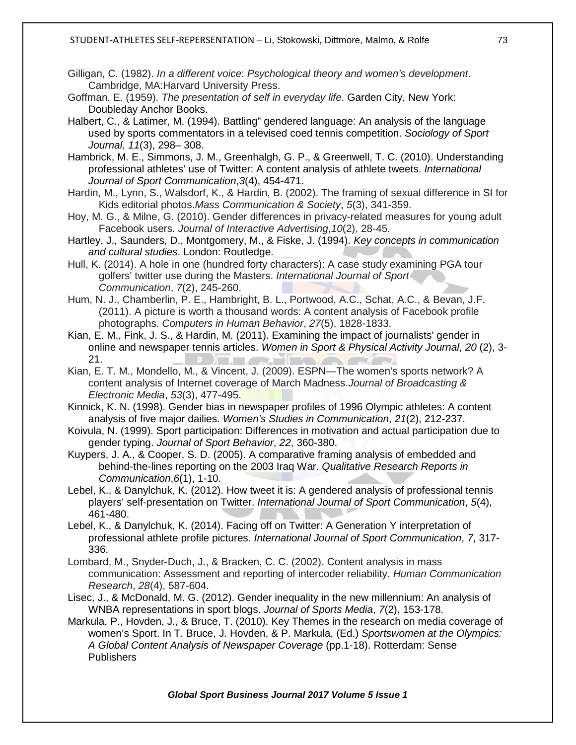Gilligan, C. (1982). *In a different voice*: *Psychological theory and women's development*. Cambridge, MA:Harvard University Press.

Goffman, E. (1959). *The presentation of self in everyday life*. Garden City, New York: Doubleday Anchor Books.

Halbert, C., & Latimer, M. (1994). Battling" gendered language: An analysis of the language used by sports commentators in a televised coed tennis competition. *Sociology of Sport Journal*, *11*(3), 298– 308.

Hambrick, M. E., Simmons, J. M., Greenhalgh, G. P., & Greenwell, T. C. (2010). Understanding professional athletes' use of Twitter: A content analysis of athlete tweets. *International Journal of Sport Communication*,*3*(4), 454-471.

Hardin, M., Lynn, S., Walsdorf, K., & Hardin, B. (2002). The framing of sexual difference in SI for Kids editorial photos.*Mass Communication & Society*, *5*(3), 341-359.

Hoy, M. G., & Milne, G. (2010). Gender differences in privacy-related measures for young adult Facebook users. *Journal of Interactive Advertising*,*10*(2), 28-45.

Hartley, J., Saunders, D., Montgomery, M., & Fiske, J. (1994). *Key concepts in communication and cultural studies*. London: Routledge.

Hull, K. (2014). A hole in one (hundred forty characters): A case study examining PGA tour golfers' twitter use during the Masters. *International Journal of Sport Communication*, *7*(2), 245-260.

Hum, N. J., Chamberlin, P. E., Hambright, B. L., Portwood, A.C., Schat, A.C., & Bevan, J.F. (2011). A picture is worth a thousand words: A content analysis of Facebook profile photographs. *Computers in Human Behavior*, *27*(5), 1828-1833.

Kian, E. M., Fink, J. S., & Hardin, M. (2011). Examining the impact of journalists' gender in online and newspaper tennis articles. *Women in Sport & Physical Activity Journal*, *20* (2), 3-21.

Kian, E. T. M., Mondello, M., & Vincent, J. (2009). ESPN—The women's sports network? A content analysis of Internet coverage of March Madness.*Journal of Broadcasting & Electronic Media*, *53*(3), 477-495.

Kinnick, K. N. (1998). Gender bias in newspaper profiles of 1996 Olympic athletes: A content analysis of five major dailies. *Women's Studies in Communication*, *21*(2), 212-237.

Koivula, N. (1999). Sport participation: Differences in motivation and actual participation due to gender typing. *Journal of Sport Behavior*, *22*, 360-380.

Kuypers, J. A., & Cooper, S. D. (2005). A comparative framing analysis of embedded and behind-the-lines reporting on the 2003 Iraq War. *Qualitative Research Reports in Communication*,*6*(1), 1-10.

Lebel, K., & Danylchuk, K. (2012). How tweet it is: A gendered analysis of professional tennis players' self-presentation on Twitter. *International Journal of Sport Communication*, *5*(4), 461-480.

Lebel, K., & Danylchuk, K. (2014). Facing off on Twitter: A Generation Y interpretation of professional athlete profile pictures. *International Journal of Sport Communication*, *7*, 317-336.

Lombard, M., Snyder-Duch, J., & Bracken, C. C. (2002). Content analysis in mass communication: Assessment and reporting of intercoder reliability. *Human Communication Research*, *28*(4), 587-604.

Lisec, J., & McDonald, M. G. (2012). Gender inequality in the new millennium: An analysis of WNBA representations in sport blogs. *Journal of Sports Media*, *7*(2), 153-178.

Markula, P., Hovden, J., & Bruce, T. (2010). Key Themes in the research on media coverage of women's Sport. In T. Bruce, J. Hovden, & P. Markula, (Ed.) *Sportswomen at the Olympics: A Global Content Analysis of Newspaper Coverage* (pp.1-18). Rotterdam: Sense Publishers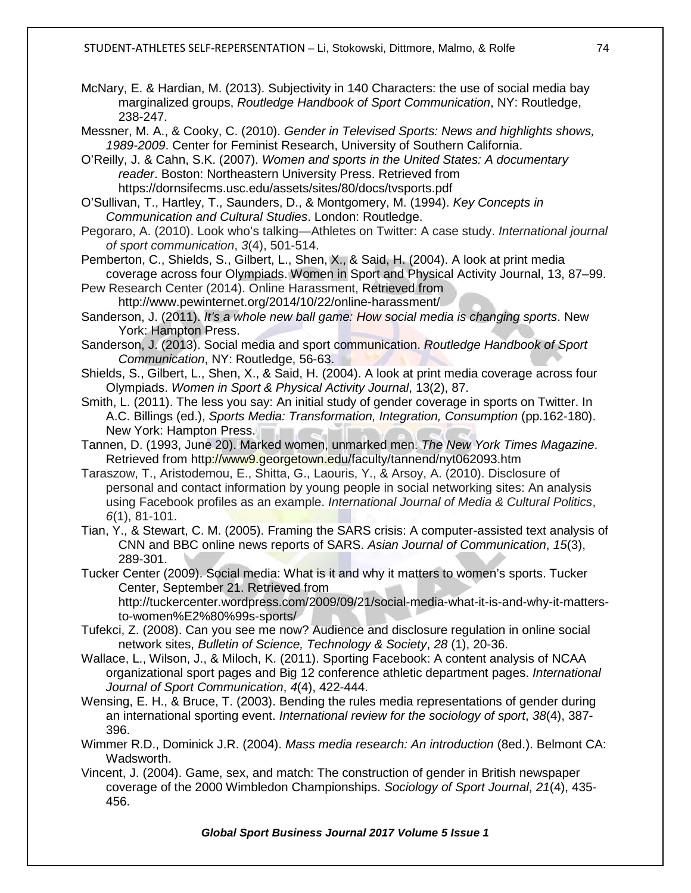McNary, E. & Hardian, M. (2013). Subjectivity in 140 Characters: the use of social media bay marginalized groups, *Routledge Handbook of Sport Communication*, NY: Routledge, 238-247.

Messner, M. A., & Cooky, C. (2010). *Gender in Televised Sports: News and highlights shows, 1989-2009*. Center for Feminist Research, University of Southern California.

O'Reilly, J. & Cahn, S.K. (2007). *Women and sports in the United States: A documentary reader*. Boston: Northeastern University Press. Retrieved from https://dornsifecms.usc.edu/assets/sites/80/docs/tvsports.pdf

O'Sullivan, T., Hartley, T., Saunders, D., & Montgomery, M. (1994). *Key Concepts in Communication and Cultural Studies*. London: Routledge.

Pegoraro, A. (2010). Look who's talking—Athletes on Twitter: A case study. *International journal of sport communication*, *3*(4), 501-514.

Pemberton, C., Shields, S., Gilbert, L., Shen, X., & Said, H. (2004). A look at print media coverage across four Olympiads. Women in Sport and Physical Activity Journal, 13, 87–99.

Pew Research Center (2014). Online Harassment, Retrieved from http://www.pewinternet.org/2014/10/22/online-harassment/

Sanderson, J. (2011). *It's a whole new ball game: How social media is changing sports*. New York: Hampton Press.

Sanderson, J. (2013). Social media and sport communication. *Routledge Handbook of Sport Communication*, NY: Routledge, 56-63.

Shields, S., Gilbert, L., Shen, X., & Said, H. (2004). A look at print media coverage across four Olympiads. *Women in Sport & Physical Activity Journal*, 13(2), 87.

Smith, L. (2011). The less you say: An initial study of gender coverage in sports on Twitter. In A.C. Billings (ed.), *Sports Media: Transformation, Integration, Consumption* (pp.162-180). New York: Hampton Press.

Tannen, D. (1993, June 20). Marked women, unmarked men. *The New York Times Magazine*. Retrieved from http://www9.georgetown.edu/faculty/tannend/nyt062093.htm

Taraszow, T., Aristodemou, E., Shitta, G., Laouris, Y., & Arsoy, A. (2010). Disclosure of personal and contact information by young people in social networking sites: An analysis using Facebook profiles as an example. *International Journal of Media & Cultural Politics*, *6*(1), 81-101.

Tian, Y., & Stewart, C. M. (2005). Framing the SARS crisis: A computer-assisted text analysis of CNN and BBC online news reports of SARS. *Asian Journal of Communication*, *15*(3), 289-301.

Tucker Center (2009). Social media: What is it and why it matters to women's sports. Tucker Center, September 21. Retrieved from http://tuckercenter.wordpress.com/2009/09/21/social-media-what-it-is-and-why-it-matters-to-women%E2%80%99s-sports/

Tufekci, Z. (2008). Can you see me now? Audience and disclosure regulation in online social network sites, *Bulletin of Science, Technology & Society*, *28* (1), 20-36.

Wallace, L., Wilson, J., & Miloch, K. (2011). Sporting Facebook: A content analysis of NCAA organizational sport pages and Big 12 conference athletic department pages. *International Journal of Sport Communication*, *4*(4), 422-444.

Wensing, E. H., & Bruce, T. (2003). Bending the rules media representations of gender during an international sporting event. *International review for the sociology of sport*, *38*(4), 387-396.

Wimmer R.D., Dominick J.R. (2004). *Mass media research: An introduction* (8ed.). Belmont CA: Wadsworth.

Vincent, J. (2004). Game, sex, and match: The construction of gender in British newspaper coverage of the 2000 Wimbledon Championships. *Sociology of Sport Journal*, *21*(4), 435-456.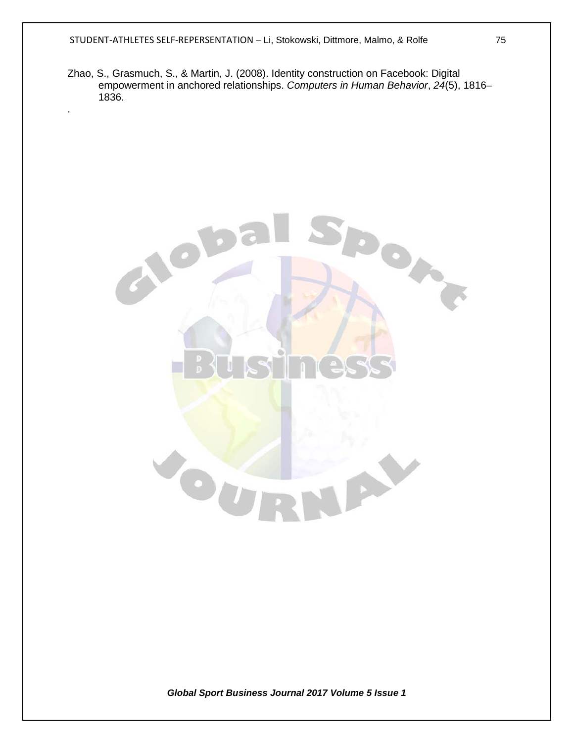Zhao, S., Grasmuch, S., & Martin, J. (2008). Identity construction on Facebook: Digital empowerment in anchored relationships. *Computers in Human Behavior*, *24*(5), 1816–1836.

.